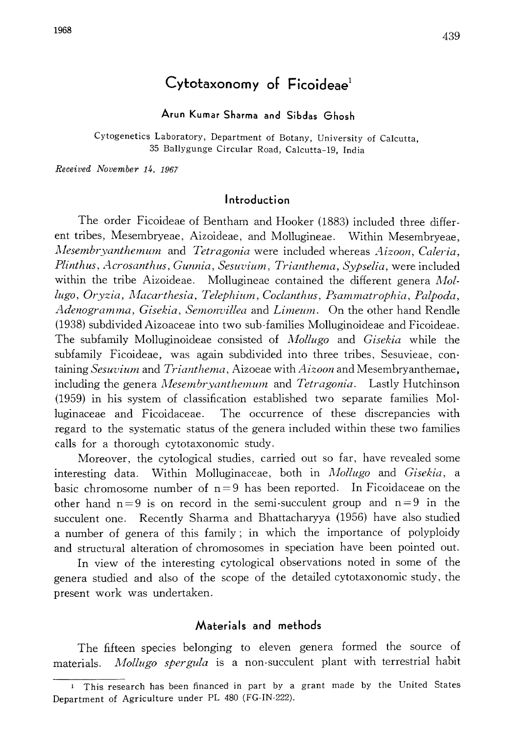# Cytotaxonomy of Ficoideae[1]

**Arun Kumar Sharma and Sibdas Ghosh**

Cytogenetics Laboratory, Department of Botany, University of Calcutta, 35 Ballygunge Circular Road, Calcutta-19, India

*Received November 14, 1967*

## Introduction

The order Ficoideae of Bentham and Hooker (1883) included three different tribes, Mesembryeae, Aizoideae, and Mollugineae. Within Mesembryeae, *Mesembryanthemum* and *Tetragonia* were included whereas *Aizoon*, *Caleria*, *Plinthus*, *Acrosanthus*, *Gunnia*, *Sesuvium*, *Trianthema*, *Sypselia*, were included within the tribe Aizoideae. Mollugineae contained the different genera *Mollugo*, *Oryzia*, *Macarthesia*, *Telephium*, *Coclanthus*, *Psammatrophia*, *Palpoda*, *Adenogramma*, *Gisekia*, *Semonvillea* and *Limeum*. On the other hand Rendle (1938) subdivided Aizoaceae into two sub-families Molluginoideae and Ficoideae. The subfamily Molluginoideae consisted of *Mollugo* and *Gisekia* while the subfamily Ficoideae, was again subdivided into three tribes, Sesuvieae, containing *Sesuvium* and *Trianthema*, Aizoeae with *Aizoon* and Mesembryanthemae, including the genera *Mesembryanthemum* and *Tetragonia*. Lastly Hutchinson (1959) in his system of classification established two separate families Molluginaceae and Ficoidaceae. The occurrence of these discrepancies with regard to the systematic status of the genera included within these two families calls for a thorough cytotaxonomic study.

Moreover, the cytological studies, carried out so far, have revealed some interesting data. Within Molluginaceae, both in *Mollugo* and *Gisekia*, a basic chromosome number of n=9 has been reported. In Ficoidaceae on the other hand n=9 is on record in the semi-succulent group and n=9 in the succulent one. Recently Sharma and Bhattacharyya (1956) have also studied a number of genera of this family; in which the importance of polyploidy and structural alteration of chromosomes in speciation have been pointed out.

In view of the interesting cytological observations noted in some of the genera studied and also of the scope of the detailed cytotaxonomic study, the present work was undertaken.

## Materials and methods

The fifteen species belonging to eleven genera formed the source of materials. *Mollugo spergula* is a non-succulent plant with terrestrial habit

[1] This research has been financed in part by a grant made by the United States Department of Agriculture under PL 480 (FG-IN-222).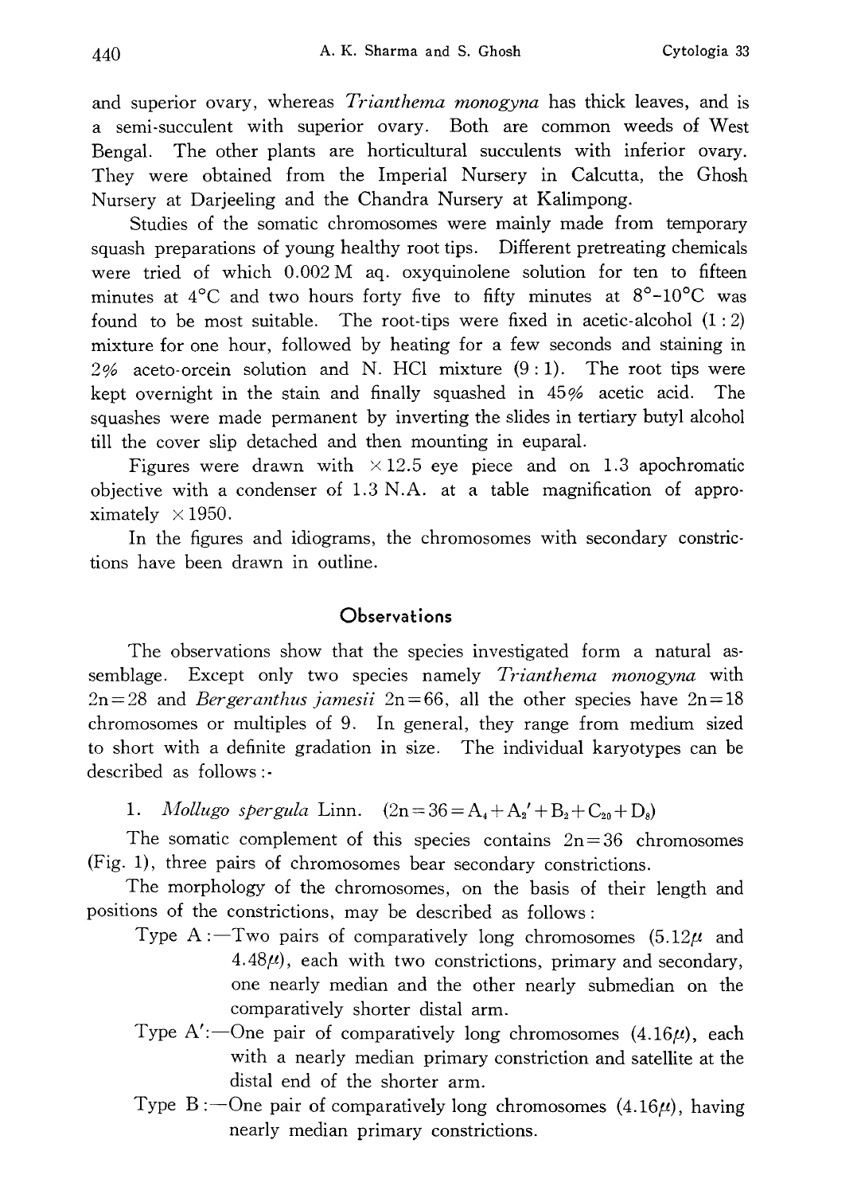and superior ovary, whereas *Trianthema monogyna* has thick leaves, and is a semi-succulent with superior ovary. Both are common weeds of West Bengal. The other plants are horticultural succulents with inferior ovary. They were obtained from the Imperial Nursery in Calcutta, the Ghosh Nursery at Darjeeling and the Chandra Nursery at Kalimpong.

Studies of the somatic chromosomes were mainly made from temporary squash preparations of young healthy root tips. Different pretreating chemicals were tried of which 0.002 M aq. oxyquinolene solution for ten to fifteen minutes at 4°C and two hours forty five to fifty minutes at 8°–10°C was found to be most suitable. The root-tips were fixed in acetic-alcohol (1 : 2) mixture for one hour, followed by heating for a few seconds and staining in 2% aceto-orcein solution and N. HCl mixture (9 : 1). The root tips were kept overnight in the stain and finally squashed in 45% acetic acid. The squashes were made permanent by inverting the slides in tertiary butyl alcohol till the cover slip detached and then mounting in euparal.

Figures were drawn with ×12.5 eye piece and on 1.3 apochromatic objective with a condenser of 1.3 N.A. at a table magnification of approximately ×1950.

In the figures and idiograms, the chromosomes with secondary constrictions have been drawn in outline.

## Observations

The observations show that the species investigated form a natural assemblage. Except only two species namely *Trianthema monogyna* with 2n=28 and *Bergeranthus jamesii* 2n=66, all the other species have 2n=18 chromosomes or multiples of 9. In general, they range from medium sized to short with a definite gradation in size. The individual karyotypes can be described as follows:-

1. *Mollugo spergula* Linn. ($2n=36=A_4+A_2'+B_2+C_{20}+D_8$)

The somatic complement of this species contains 2n=36 chromosomes (Fig. 1), three pairs of chromosomes bear secondary constrictions.

The morphology of the chromosomes, on the basis of their length and positions of the constrictions, may be described as follows:

Type A:—Two pairs of comparatively long chromosomes (5.12μ and 4.48μ), each with two constrictions, primary and secondary, one nearly median and the other nearly submedian on the comparatively shorter distal arm.

Type A':—One pair of comparatively long chromosomes (4.16μ), each with a nearly median primary constriction and satellite at the distal end of the shorter arm.

Type B:—One pair of comparatively long chromosomes (4.16μ), having nearly median primary constrictions.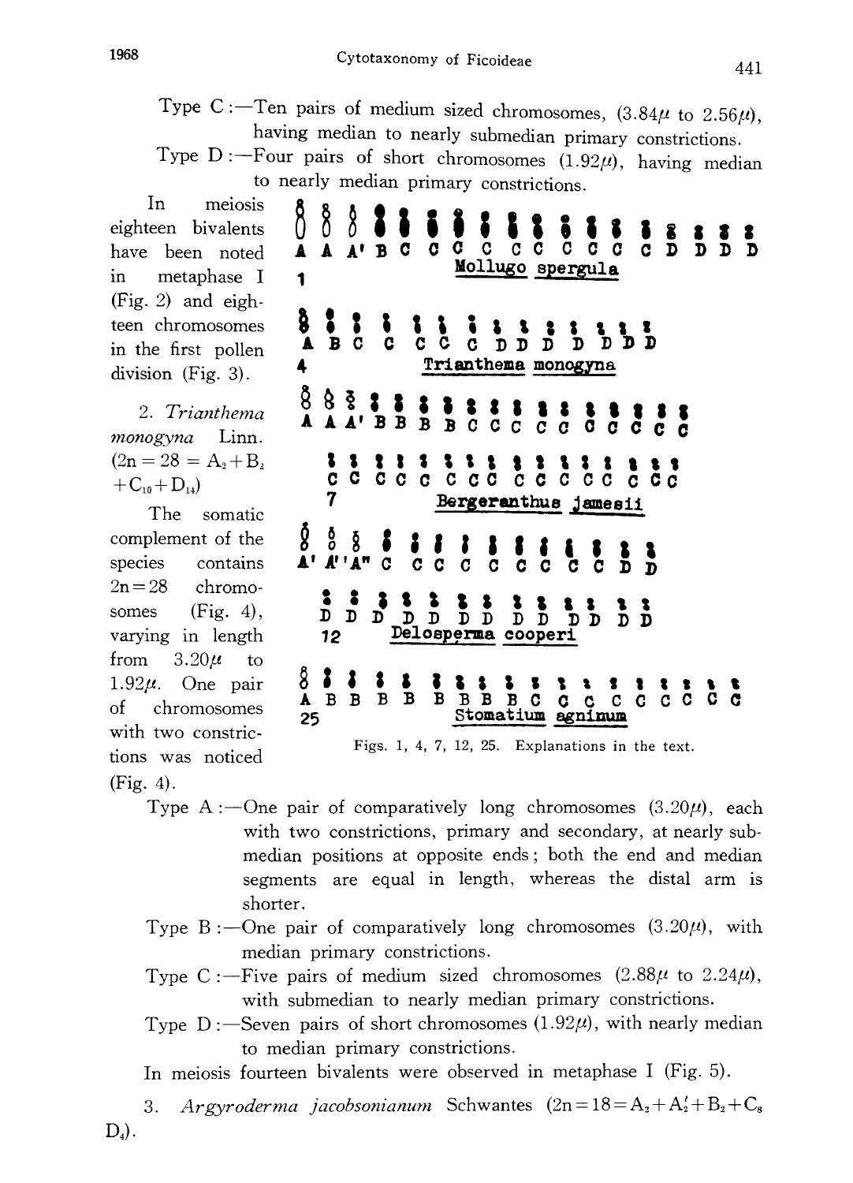Type C :—Ten pairs of medium sized chromosomes, (3.84$\mu$ to 2.56$\mu$), having median to nearly submedian primary constrictions.

Type D :—Four pairs of short chromosomes (1.92$\mu$), having median to nearly median primary constrictions.

In meiosis eighteen bivalents have been noted in metaphase I (Fig. 2) and eighteen chromosomes in the first pollen division (Fig. 3).

Figs. 1, 4, 7, 12, 25. Explanations in the text.

2. *Trianthema monogyna* Linn. ($2n=28=A_2+B_2+C_{10}+D_{14}$)

The somatic complement of the species contains 2n=28 chromosomes (Fig. 4), varying in length from 3.20$\mu$ to 1.92$\mu$. One pair of chromosomes with two constrictions was noticed (Fig. 4).

Type A :—One pair of comparatively long chromosomes (3.20$\mu$), each with two constrictions, primary and secondary, at nearly submedian positions at opposite ends; both the end and median segments are equal in length, whereas the distal arm is shorter.

Type B :—One pair of comparatively long chromosomes (3.20$\mu$), with median primary constrictions.

Type C :—Five pairs of medium sized chromosomes (2.88$\mu$ to 2.24$\mu$), with submedian to nearly median primary constrictions.

Type D :—Seven pairs of short chromosomes (1.92$\mu$), with nearly median to median primary constrictions.

In meiosis fourteen bivalents were observed in metaphase I (Fig. 5).

3. *Argyroderma jacobsonianum* Schwantes ($2n=18=A_2+A'_2+B_2+C_8$ $D_4$).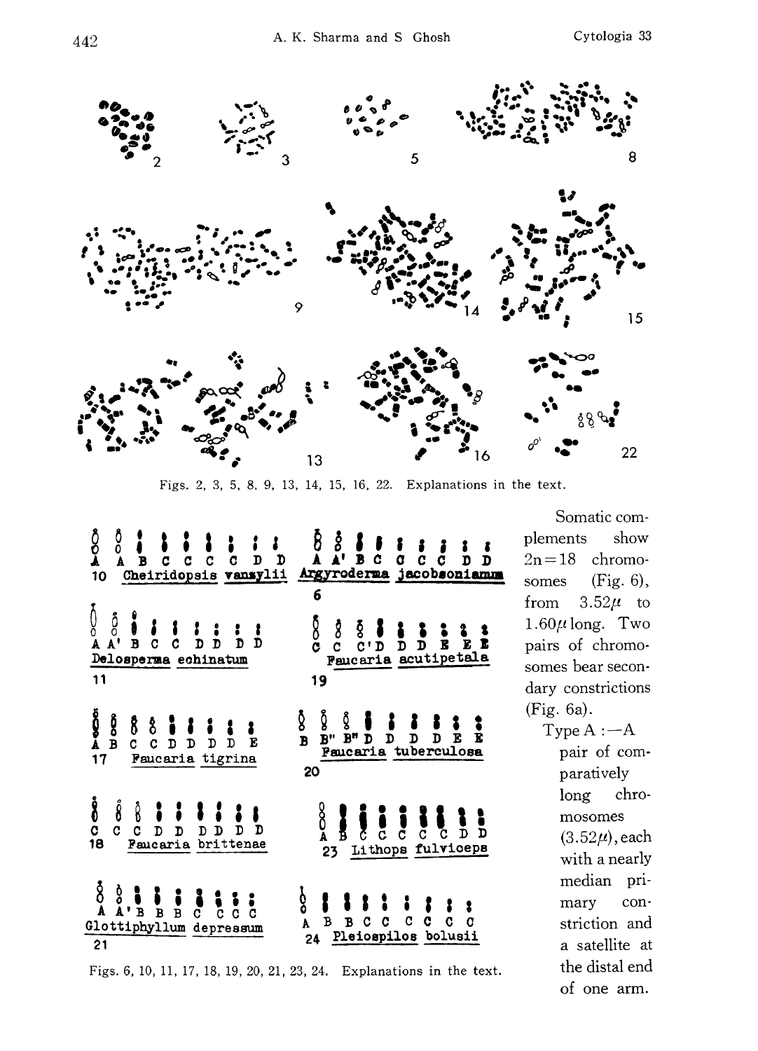Figs. 2, 3, 5, 8, 9, 13, 14, 15, 16, 22. Explanations in the text.

Figs. 6, 10, 11, 17, 18, 19, 20, 21, 23, 24. Explanations in the text.

Somatic complements show 2n=18 chromosomes (Fig. 6), from 3.52$\mu$ to 1.60$\mu$ long. Two pairs of chromosomes bear secondary constrictions (Fig. 6a).

Type A:—A pair of comparatively long chromosomes (3.52$\mu$), each with a nearly median primary constriction and a satellite at the distal end of one arm.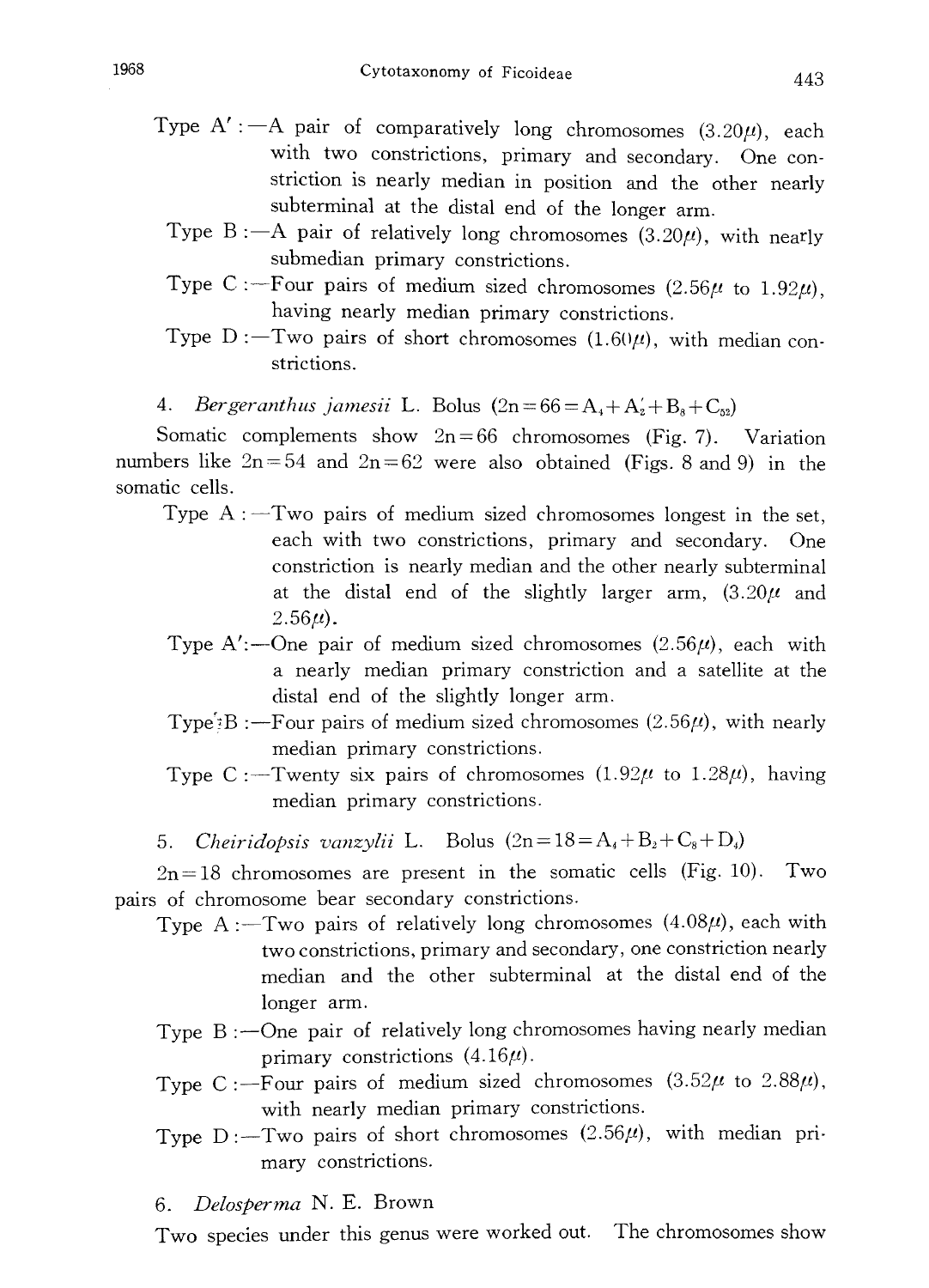Type A′ :—A pair of comparatively long chromosomes (3.20μ), each with two constrictions, primary and secondary. One constriction is nearly median in position and the other nearly subterminal at the distal end of the longer arm.

Type B :—A pair of relatively long chromosomes (3.20μ), with nearly submedian primary constrictions.

Type C :—Four pairs of medium sized chromosomes (2.56μ to 1.92μ), having nearly median primary constrictions.

Type D :—Two pairs of short chromosomes (1.60μ), with median constrictions.

4. *Bergeranthus jamesii* L. Bolus ($2n=66=A_4+A'_2+B_8+C_{52}$)

Somatic complements show $2n=66$ chromosomes (Fig. 7). Variation numbers like $2n=54$ and $2n=62$ were also obtained (Figs. 8 and 9) in the somatic cells.

Type A :—Two pairs of medium sized chromosomes longest in the set, each with two constrictions, primary and secondary. One constriction is nearly median and the other nearly subterminal at the distal end of the slightly larger arm, (3.20μ and 2.56μ).

Type A′:—One pair of medium sized chromosomes (2.56μ), each with a nearly median primary constriction and a satellite at the distal end of the slightly longer arm.

Type B :—Four pairs of medium sized chromosomes (2.56μ), with nearly median primary constrictions.

Type C :—Twenty six pairs of chromosomes (1.92μ to 1.28μ), having median primary constrictions.

5. *Cheiridopsis vanzylii* L. Bolus ($2n=18=A_4+B_2+C_8+D_4$)

$2n=18$ chromosomes are present in the somatic cells (Fig. 10). Two pairs of chromosome bear secondary constrictions.

Type A :—Two pairs of relatively long chromosomes (4.08μ), each with two constrictions, primary and secondary, one constriction nearly median and the other subterminal at the distal end of the longer arm.

Type B :—One pair of relatively long chromosomes having nearly median primary constrictions (4.16μ).

Type C :—Four pairs of medium sized chromosomes (3.52μ to 2.88μ), with nearly median primary constrictions.

Type D :—Two pairs of short chromosomes (2.56μ), with median primary constrictions.

6. *Delosperma* N. E. Brown

Two species under this genus were worked out. The chromosomes show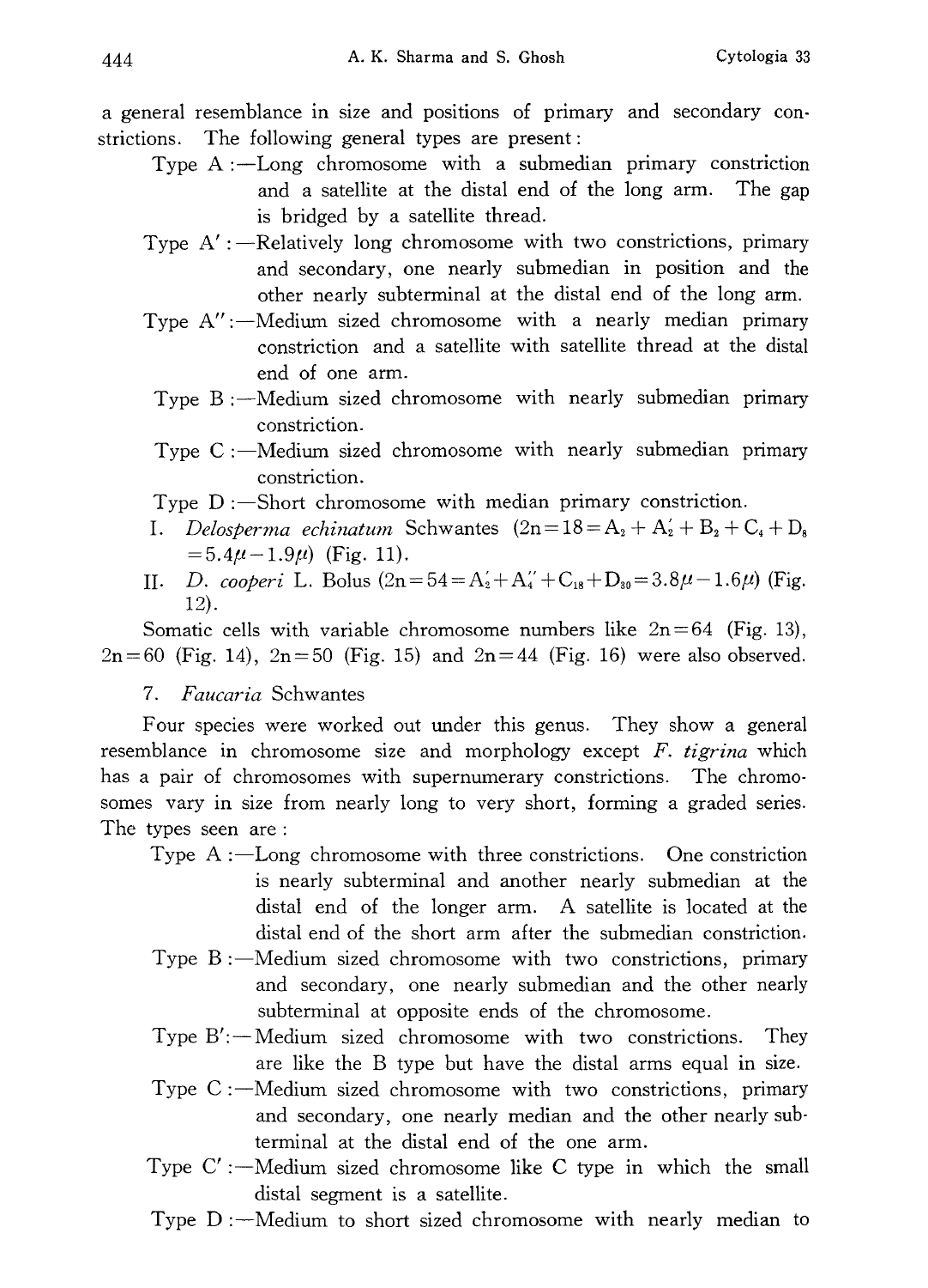a general resemblance in size and positions of primary and secondary constrictions. The following general types are present:

Type A :—Long chromosome with a submedian primary constriction and a satellite at the distal end of the long arm. The gap is bridged by a satellite thread.

Type A′ :—Relatively long chromosome with two constrictions, primary and secondary, one nearly submedian in position and the other nearly subterminal at the distal end of the long arm.

Type A″ :—Medium sized chromosome with a nearly median primary constriction and a satellite with satellite thread at the distal end of one arm.

Type B :—Medium sized chromosome with nearly submedian primary constriction.

Type C :—Medium sized chromosome with nearly submedian primary constriction.

Type D :—Short chromosome with median primary constriction.

I. *Delosperma echinatum* Schwantes ($2n=18=A_2+A'_2+B_2+C_4+D_8=5.4\mu-1.9\mu$) (Fig. 11).

II. *D. cooperi* L. Bolus ($2n=54=A'_2+A''_4+C_{18}+D_{30}=3.8\mu-1.6\mu$) (Fig. 12).

Somatic cells with variable chromosome numbers like $2n=64$ (Fig. 13), $2n=60$ (Fig. 14), $2n=50$ (Fig. 15) and $2n=44$ (Fig. 16) were also observed.

7. *Faucaria* Schwantes

Four species were worked out under this genus. They show a general resemblance in chromosome size and morphology except *F. tigrina* which has a pair of chromosomes with supernumerary constrictions. The chromosomes vary in size from nearly long to very short, forming a graded series. The types seen are:

Type A :—Long chromosome with three constrictions. One constriction is nearly subterminal and another nearly submedian at the distal end of the longer arm. A satellite is located at the distal end of the short arm after the submedian constriction.

Type B :—Medium sized chromosome with two constrictions, primary and secondary, one nearly submedian and the other nearly subterminal at opposite ends of the chromosome.

Type B′:—Medium sized chromosome with two constrictions. They are like the B type but have the distal arms equal in size.

Type C :—Medium sized chromosome with two constrictions, primary and secondary, one nearly median and the other nearly subterminal at the distal end of the one arm.

Type C′ :—Medium sized chromosome like C type in which the small distal segment is a satellite.

Type D :—Medium to short sized chromosome with nearly median to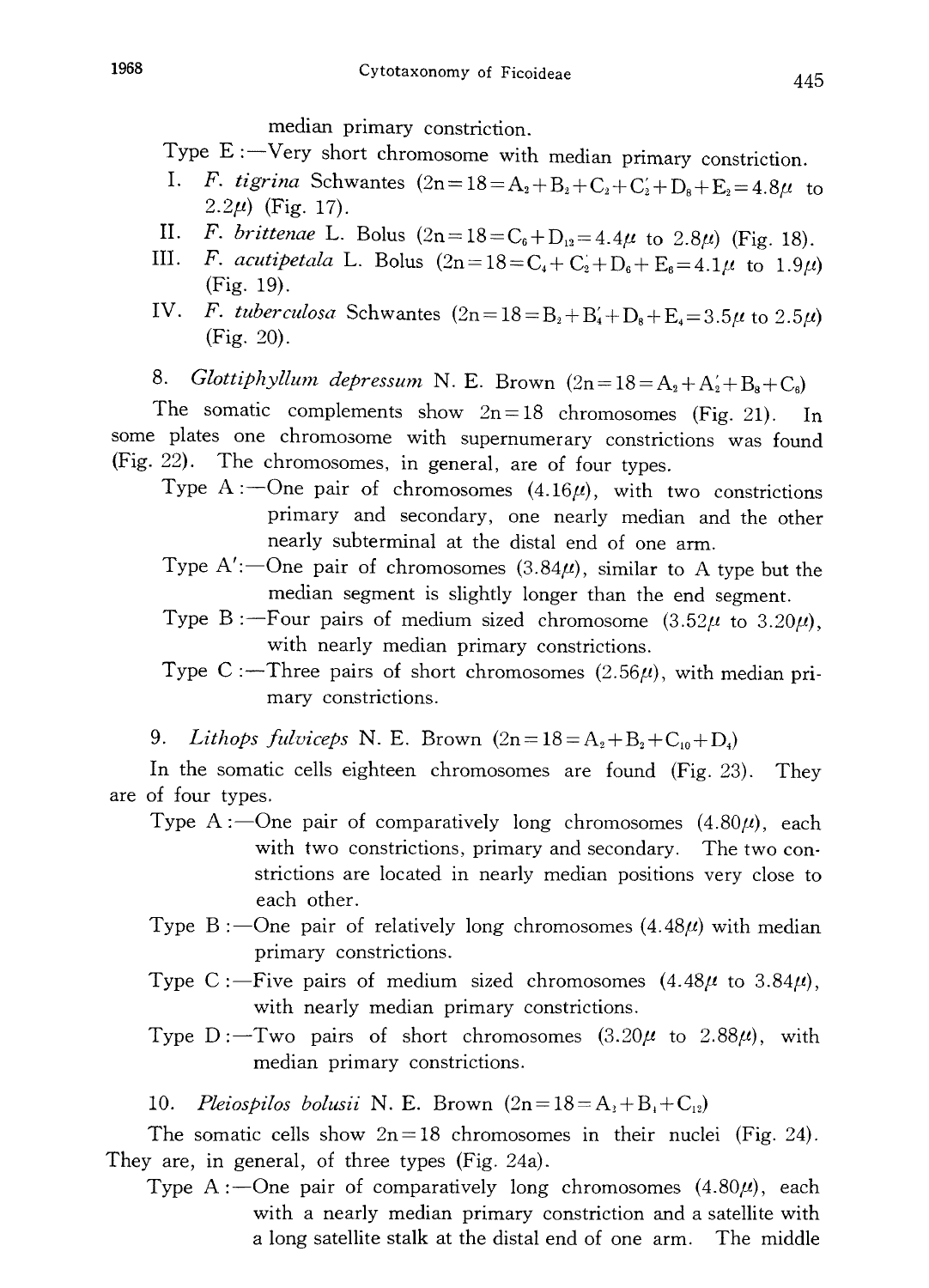median primary constriction.

Type E :—Very short chromosome with median primary constriction.

I. *F. tigrina* Schwantes ($2n=18=A_2+B_2+C_2+C_2'+D_8+E_2=4.8\mu$ to $2.2\mu$) (Fig. 17).

II. *F. brittenae* L. Bolus ($2n=18=C_6+D_{12}=4.4\mu$ to $2.8\mu$) (Fig. 18).

III. *F. acutipetala* L. Bolus ($2n=18=C_4+C_2'+D_6+E_6=4.1\mu$ to $1.9\mu$) (Fig. 19).

IV. *F. tuberculosa* Schwantes ($2n=18=B_2+B_4'+D_8+E_4=3.5\mu$ to $2.5\mu$) (Fig. 20).

8. *Glottiphyllum depressum* N. E. Brown ($2n=18=A_2+A_2'+B_8+C_6$)

The somatic complements show $2n=18$ chromosomes (Fig. 21). In some plates one chromosome with supernumerary constrictions was found (Fig. 22). The chromosomes, in general, are of four types.

Type A :—One pair of chromosomes ($4.16\mu$), with two constrictions primary and secondary, one nearly median and the other nearly subterminal at the distal end of one arm.

Type A′:—One pair of chromosomes ($3.84\mu$), similar to A type but the median segment is slightly longer than the end segment.

Type B :—Four pairs of medium sized chromosome ($3.52\mu$ to $3.20\mu$), with nearly median primary constrictions.

Type C :—Three pairs of short chromosomes ($2.56\mu$), with median primary constrictions.

9. *Lithops fulviceps* N. E. Brown ($2n=18=A_2+B_2+C_{10}+D_4$)

In the somatic cells eighteen chromosomes are found (Fig. 23). They are of four types.

Type A :—One pair of comparatively long chromosomes ($4.80\mu$), each with two constrictions, primary and secondary. The two constrictions are located in nearly median positions very close to each other.

Type B :—One pair of relatively long chromosomes ($4.48\mu$) with median primary constrictions.

Type C :—Five pairs of medium sized chromosomes ($4.48\mu$ to $3.84\mu$), with nearly median primary constrictions.

Type D :—Two pairs of short chromosomes ($3.20\mu$ to $2.88\mu$), with median primary constrictions.

10. *Pleiospilos bolusii* N. E. Brown ($2n=18=A_2+B_4+C_{12}$)

The somatic cells show $2n=18$ chromosomes in their nuclei (Fig. 24). They are, in general, of three types (Fig. 24a).

Type A :—One pair of comparatively long chromosomes ($4.80\mu$), each with a nearly median primary constriction and a satellite with a long satellite stalk at the distal end of one arm. The middle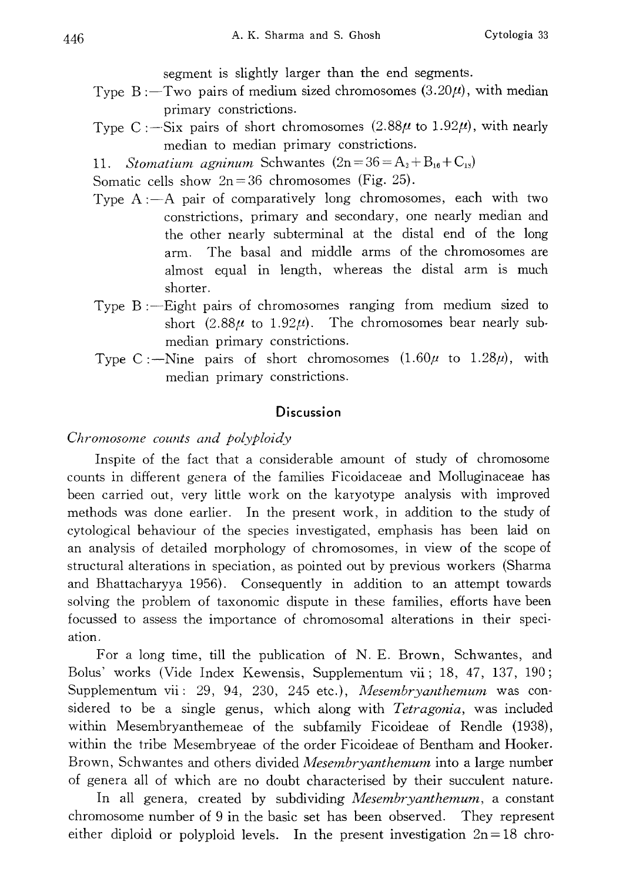segment is slightly larger than the end segments.

Type B :—Two pairs of medium sized chromosomes (3.20μ), with median primary constrictions.

Type C :—Six pairs of short chromosomes (2.88μ to 1.92μ), with nearly median to median primary constrictions.

11. *Stomatium agninum* Schwantes ($2n=36=A_2+B_{16}+C_{18}$)

Somatic cells show $2n=36$ chromosomes (Fig. 25).

Type A :—A pair of comparatively long chromosomes, each with two constrictions, primary and secondary, one nearly median and the other nearly subterminal at the distal end of the long arm. The basal and middle arms of the chromosomes are almost equal in length, whereas the distal arm is much shorter.

Type B :—Eight pairs of chromosomes ranging from medium sized to short (2.88μ to 1.92μ). The chromosomes bear nearly submedian primary constrictions.

Type C :—Nine pairs of short chromosomes (1.60μ to 1.28μ), with median primary constrictions.

## Discussion

*Chromosome counts and polyploidy*

Inspite of the fact that a considerable amount of study of chromosome counts in different genera of the families Ficoidaceae and Molluginaceae has been carried out, very little work on the karyotype analysis with improved methods was done earlier. In the present work, in addition to the study of cytological behaviour of the species investigated, emphasis has been laid on an analysis of detailed morphology of chromosomes, in view of the scope of structural alterations in speciation, as pointed out by previous workers (Sharma and Bhattacharyya 1956). Consequently in addition to an attempt towards solving the problem of taxonomic dispute in these families, efforts have been focussed to assess the importance of chromosomal alterations in their speciation.

For a long time, till the publication of N. E. Brown, Schwantes, and Bolus' works (Vide Index Kewensis, Supplementum vii; 18, 47, 137, 190; Supplementum vii: 29, 94, 230, 245 etc.), *Mesembryanthemum* was considered to be a single genus, which along with *Tetragonia*, was included within Mesembryanthemeae of the subfamily Ficoideae of Rendle (1938), within the tribe Mesembryeae of the order Ficoideae of Bentham and Hooker. Brown, Schwantes and others divided *Mesembryanthemum* into a large number of genera all of which are no doubt characterised by their succulent nature.

In all genera, created by subdividing *Mesembryanthemum*, a constant chromosome number of 9 in the basic set has been observed. They represent either diploid or polyploid levels. In the present investigation $2n=18$ chro-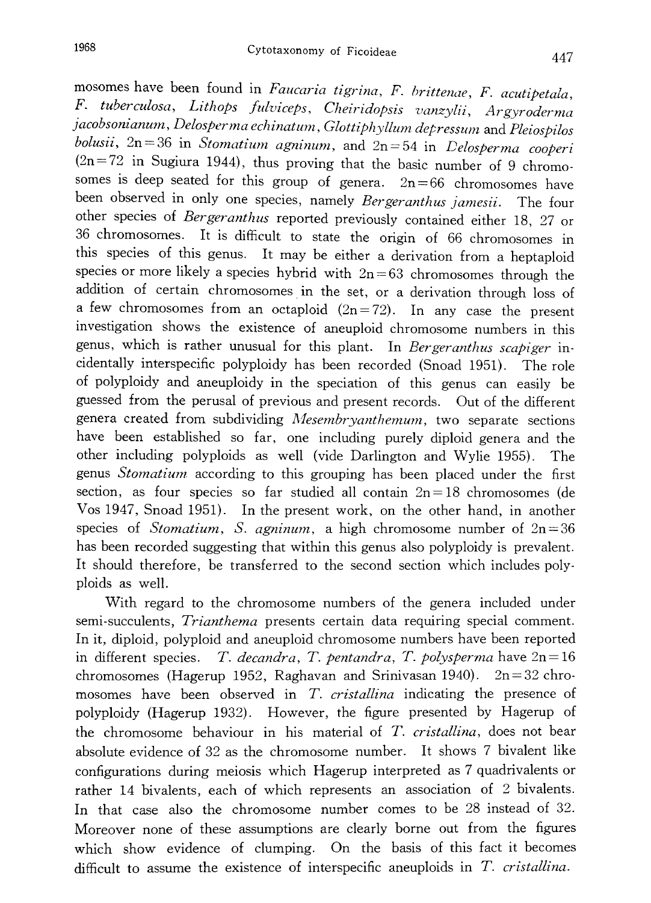mosomes have been found in *Faucaria tigrina*, *F. brittenae*, *F. acutipetala*, *F. tuberculosa*, *Lithops fulviceps*, *Cheiridopsis vanzylii*, *Argyroderma jacobsonianum*, *Delosperma echinatum*, *Glottiphyllum depressum* and *Pleiospilos bolusii*, 2n=36 in *Stomatium agninum*, and 2n=54 in *Delosperma cooperi* (2n=72 in Sugiura 1944), thus proving that the basic number of 9 chromosomes is deep seated for this group of genera. 2n=66 chromosomes have been observed in only one species, namely *Bergeranthus jamesii*. The four other species of *Bergeranthus* reported previously contained either 18, 27 or 36 chromosomes. It is difficult to state the origin of 66 chromosomes in this species of this genus. It may be either a derivation from a heptaploid species or more likely a species hybrid with 2n=63 chromosomes through the addition of certain chromosomes in the set, or a derivation through loss of a few chromosomes from an octaploid (2n=72). In any case the present investigation shows the existence of aneuploid chromosome numbers in this genus, which is rather unusual for this plant. In *Bergeranthus scapiger* incidentally interspecific polyploidy has been recorded (Snoad 1951). The role of polyploidy and aneuploidy in the speciation of this genus can easily be guessed from the perusal of previous and present records. Out of the different genera created from subdividing *Mesembryanthemum*, two separate sections have been established so far, one including purely diploid genera and the other including polyploids as well (vide Darlington and Wylie 1955). The genus *Stomatium* according to this grouping has been placed under the first section, as four species so far studied all contain 2n=18 chromosomes (de Vos 1947, Snoad 1951). In the present work, on the other hand, in another species of *Stomatium*, *S. agninum*, a high chromosome number of 2n=36 has been recorded suggesting that within this genus also polyploidy is prevalent. It should therefore, be transferred to the second section which includes polyploids as well.

With regard to the chromosome numbers of the genera included under semi-succulents, *Trianthema* presents certain data requiring special comment. In it, diploid, polyploid and aneuploid chromosome numbers have been reported in different species. *T. decandra*, *T. pentandra*, *T. polysperma* have 2n=16 chromosomes (Hagerup 1952, Raghavan and Srinivasan 1940). 2n=32 chromosomes have been observed in *T. cristallina* indicating the presence of polyploidy (Hagerup 1932). However, the figure presented by Hagerup of the chromosome behaviour in his material of *T. cristallina*, does not bear absolute evidence of 32 as the chromosome number. It shows 7 bivalent like configurations during meiosis which Hagerup interpreted as 7 quadrivalents or rather 14 bivalents, each of which represents an association of 2 bivalents. In that case also the chromosome number comes to be 28 instead of 32. Moreover none of these assumptions are clearly borne out from the figures which show evidence of clumping. On the basis of this fact it becomes difficult to assume the existence of interspecific aneuploids in *T. cristallina*.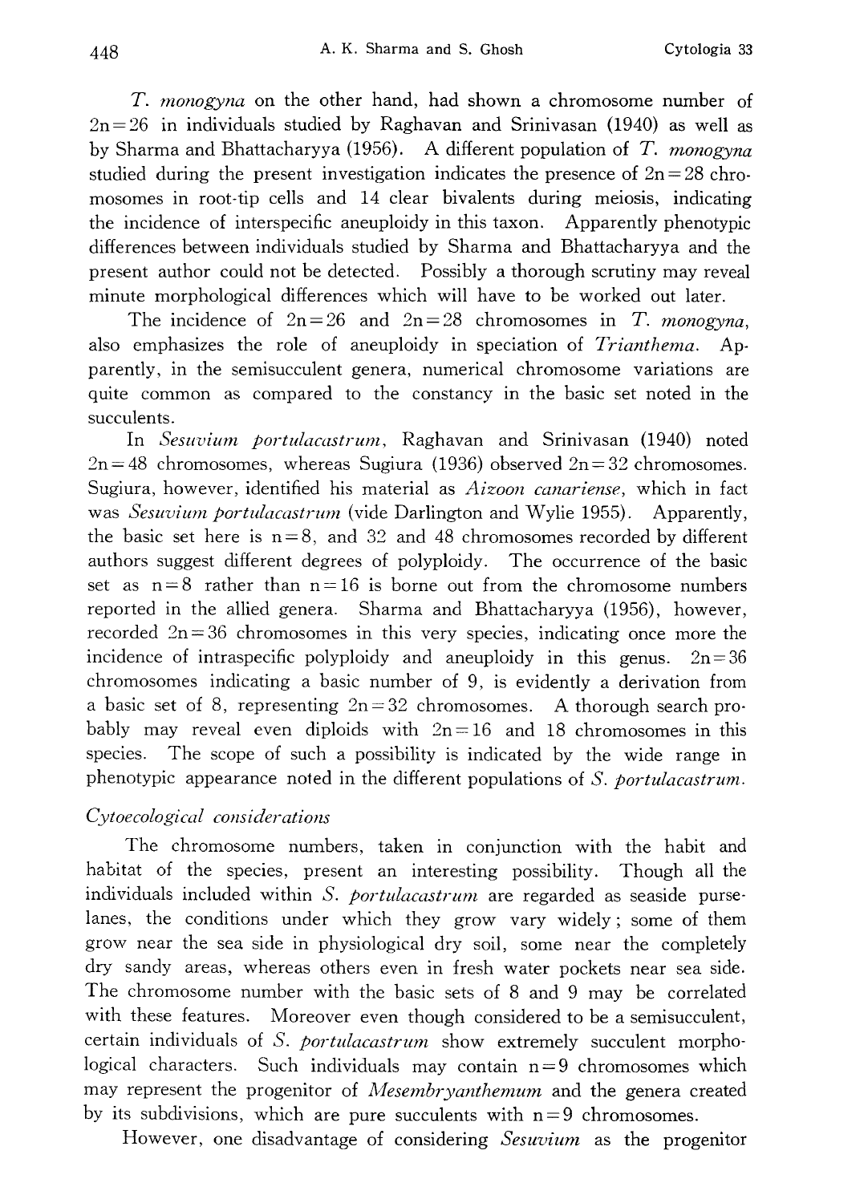*T. monogyna* on the other hand, had shown a chromosome number of 2n=26 in individuals studied by Raghavan and Srinivasan (1940) as well as by Sharma and Bhattacharyya (1956). A different population of *T. monogyna* studied during the present investigation indicates the presence of 2n=28 chromosomes in root-tip cells and 14 clear bivalents during meiosis, indicating the incidence of interspecific aneuploidy in this taxon. Apparently phenotypic differences between individuals studied by Sharma and Bhattacharyya and the present author could not be detected. Possibly a thorough scrutiny may reveal minute morphological differences which will have to be worked out later.

The incidence of 2n=26 and 2n=28 chromosomes in *T. monogyna*, also emphasizes the role of aneuploidy in speciation of *Trianthema*. Apparently, in the semisucculent genera, numerical chromosome variations are quite common as compared to the constancy in the basic set noted in the succulents.

In *Sesuvium portulacastrum*, Raghavan and Srinivasan (1940) noted 2n=48 chromosomes, whereas Sugiura (1936) observed 2n=32 chromosomes. Sugiura, however, identified his material as *Aizoon canariense*, which in fact was *Sesuvium portulacastrum* (vide Darlington and Wylie 1955). Apparently, the basic set here is n=8, and 32 and 48 chromosomes recorded by different authors suggest different degrees of polyploidy. The occurrence of the basic set as n=8 rather than n=16 is borne out from the chromosome numbers reported in the allied genera. Sharma and Bhattacharyya (1956), however, recorded 2n=36 chromosomes in this very species, indicating once more the incidence of intraspecific polyploidy and aneuploidy in this genus. 2n=36 chromosomes indicating a basic number of 9, is evidently a derivation from a basic set of 8, representing 2n=32 chromosomes. A thorough search probably may reveal even diploids with 2n=16 and 18 chromosomes in this species. The scope of such a possibility is indicated by the wide range in phenotypic appearance noted in the different populations of *S. portulacastrum*.

### *Cytoecological considerations*

The chromosome numbers, taken in conjunction with the habit and habitat of the species, present an interesting possibility. Though all the individuals included within *S. portulacastrum* are regarded as seaside purselanes, the conditions under which they grow vary widely; some of them grow near the sea side in physiological dry soil, some near the completely dry sandy areas, whereas others even in fresh water pockets near sea side. The chromosome number with the basic sets of 8 and 9 may be correlated with these features. Moreover even though considered to be a semisucculent, certain individuals of *S. portulacastrum* show extremely succulent morphological characters. Such individuals may contain n=9 chromosomes which may represent the progenitor of *Mesembryanthemum* and the genera created by its subdivisions, which are pure succulents with n=9 chromosomes.

However, one disadvantage of considering *Sesuvium* as the progenitor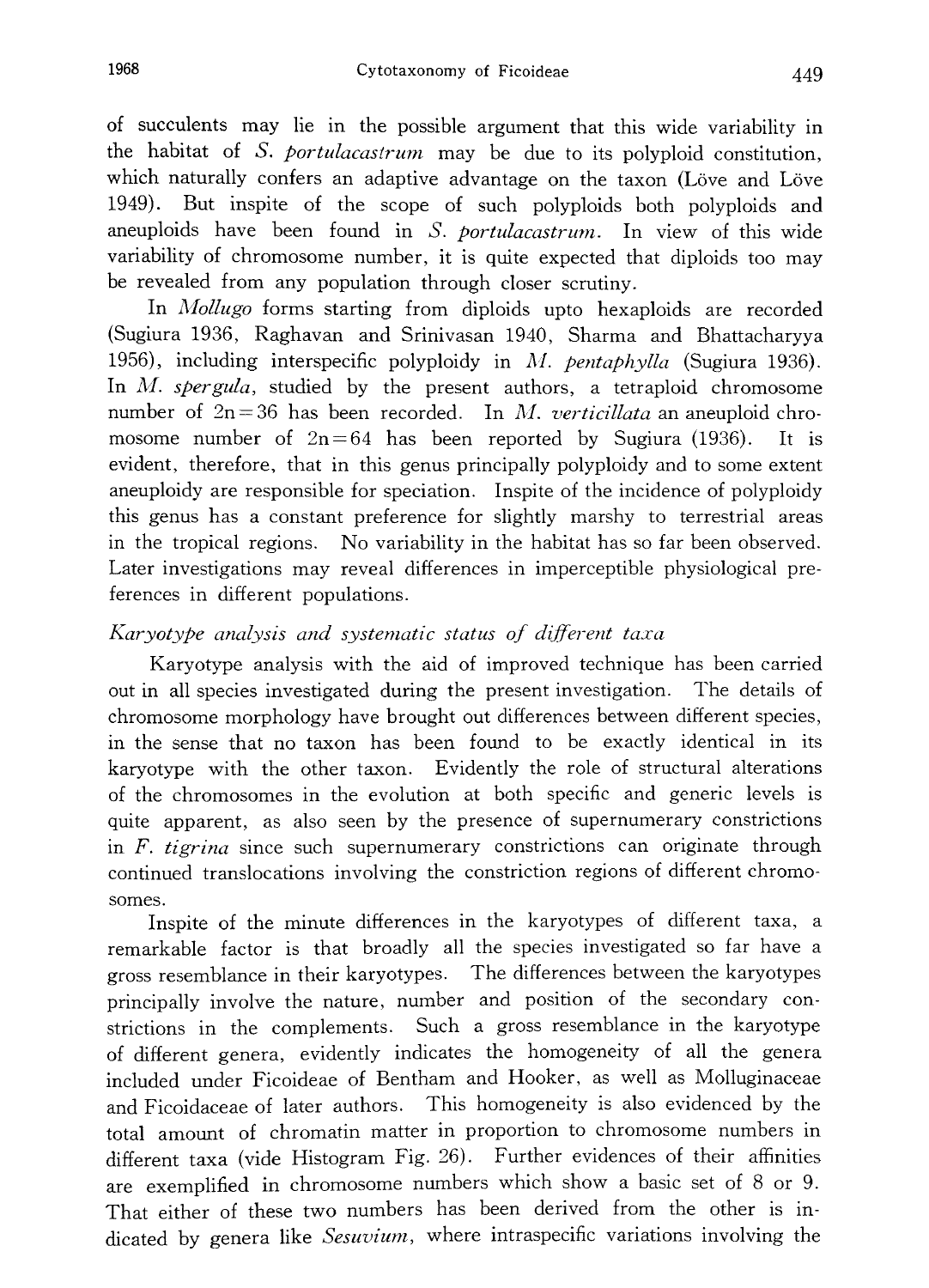of succulents may lie in the possible argument that this wide variability in the habitat of *S. portulacastrum* may be due to its polyploid constitution, which naturally confers an adaptive advantage on the taxon (Löve and Löve 1949). But inspite of the scope of such polyploids both polyploids and aneuploids have been found in *S. portulacastrum*. In view of this wide variability of chromosome number, it is quite expected that diploids too may be revealed from any population through closer scrutiny.

In *Mollugo* forms starting from diploids upto hexaploids are recorded (Sugiura 1936, Raghavan and Srinivasan 1940, Sharma and Bhattacharyya 1956), including interspecific polyploidy in *M. pentaphylla* (Sugiura 1936). In *M. spergula*, studied by the present authors, a tetraploid chromosome number of 2n=36 has been recorded. In *M. verticillata* an aneuploid chromosome number of 2n=64 has been reported by Sugiura (1936). It is evident, therefore, that in this genus principally polyploidy and to some extent aneuploidy are responsible for speciation. Inspite of the incidence of polyploidy this genus has a constant preference for slightly marshy to terrestrial areas in the tropical regions. No variability in the habitat has so far been observed. Later investigations may reveal differences in imperceptible physiological preferences in different populations.

*Karyotype analysis and systematic status of different taxa*

Karyotype analysis with the aid of improved technique has been carried out in all species investigated during the present investigation. The details of chromosome morphology have brought out differences between different species, in the sense that no taxon has been found to be exactly identical in its karyotype with the other taxon. Evidently the role of structural alterations of the chromosomes in the evolution at both specific and generic levels is quite apparent, as also seen by the presence of supernumerary constrictions in *F. tigrina* since such supernumerary constrictions can originate through continued translocations involving the constriction regions of different chromosomes.

Inspite of the minute differences in the karyotypes of different taxa, a remarkable factor is that broadly all the species investigated so far have a gross resemblance in their karyotypes. The differences between the karyotypes principally involve the nature, number and position of the secondary constrictions in the complements. Such a gross resemblance in the karyotype of different genera, evidently indicates the homogeneity of all the genera included under Ficoideae of Bentham and Hooker, as well as Molluginaceae and Ficoidaceae of later authors. This homogeneity is also evidenced by the total amount of chromatin matter in proportion to chromosome numbers in different taxa (vide Histogram Fig. 26). Further evidences of their affinities are exemplified in chromosome numbers which show a basic set of 8 or 9. That either of these two numbers has been derived from the other is indicated by genera like *Sesuvium*, where intraspecific variations involving the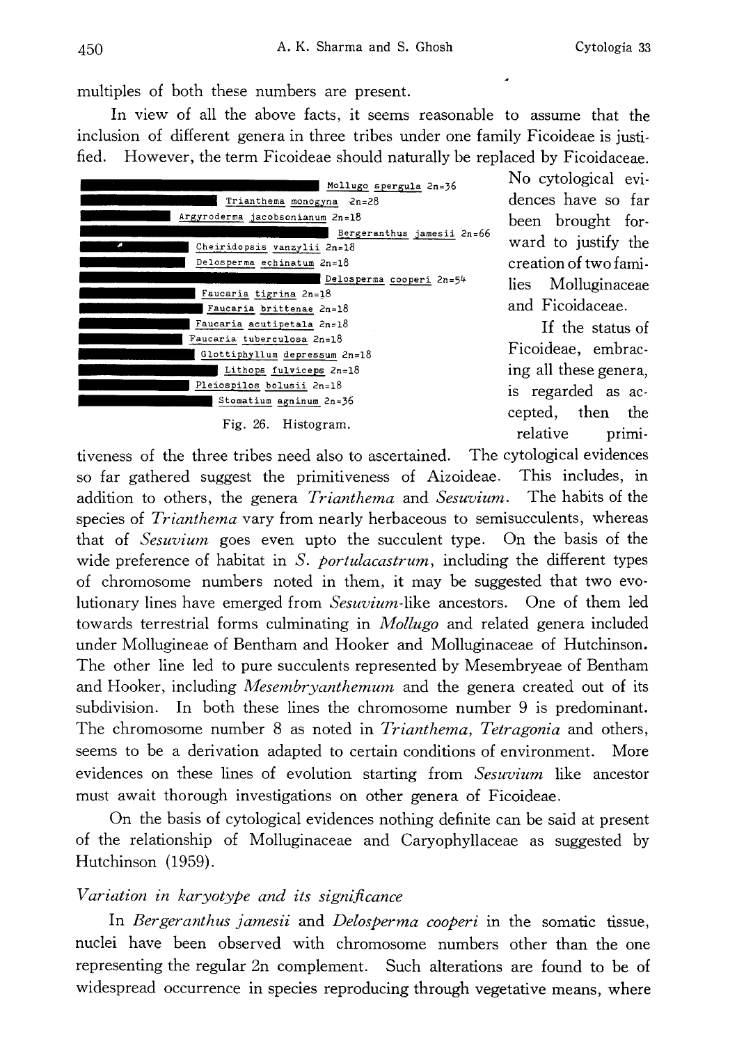multiples of both these numbers are present.

In view of all the above facts, it seems reasonable to assume that the inclusion of different genera in three tribes under one family Ficoideae is justified. However, the term Ficoideae should naturally be replaced by Ficoidaceae. No cytological evidences have so far been brought forward to justify the creation of two families Molluginaceae and Ficoidaceae.

Mollugo spergula 2n=36
Trianthema monogyna 2n=28
Argyroderma jacobsonianum 2n=18
Bergeranthus jamesii 2n=66
Cheiridopsis vanzylii 2n=18
Delosperma echinatum 2n=18
Delosperma cooperi 2n=54
Faucaria tigrina 2n=18
Faucaria brittenae 2n=18
Faucaria acutipetala 2n=18
Faucaria tuberculosa 2n=18
Glottiphyllum depressum 2n=18
Lithops fulviceps 2n=18
Pleiospilos bolusii 2n=18
Stomatium agninum 2n=36

Fig. 26. Histogram.

If the status of Ficoideae, embracing all these genera, is regarded as accepted, then the relative primitiveness of the three tribes need also to ascertained. The cytological evidences so far gathered suggest the primitiveness of Aizoideae. This includes, in addition to others, the genera *Trianthema* and *Sesuvium*. The habits of the species of *Trianthema* vary from nearly herbaceous to semisucculents, whereas that of *Sesuvium* goes even upto the succulent type. On the basis of the wide preference of habitat in *S. portulacastrum*, including the different types of chromosome numbers noted in them, it may be suggested that two evolutionary lines have emerged from *Sesuvium*-like ancestors. One of them led towards terrestrial forms culminating in *Mollugo* and related genera included under Mollugineae of Bentham and Hooker and Molluginaceae of Hutchinson. The other line led to pure succulents represented by Mesembryeae of Bentham and Hooker, including *Mesembryanthemum* and the genera created out of its subdivision. In both these lines the chromosome number 9 is predominant. The chromosome number 8 as noted in *Trianthema, Tetragonia* and others, seems to be a derivation adapted to certain conditions of environment. More evidences on these lines of evolution starting from *Sesuvium* like ancestor must await thorough investigations on other genera of Ficoideae.

On the basis of cytological evidences nothing definite can be said at present of the relationship of Molluginaceae and Caryophyllaceae as suggested by Hutchinson (1959).

### *Variation in karyotype and its significance*

In *Bergeranthus jamesii* and *Delosperma cooperi* in the somatic tissue, nuclei have been observed with chromosome numbers other than the one representing the regular 2n complement. Such alterations are found to be of widespread occurrence in species reproducing through vegetative means, where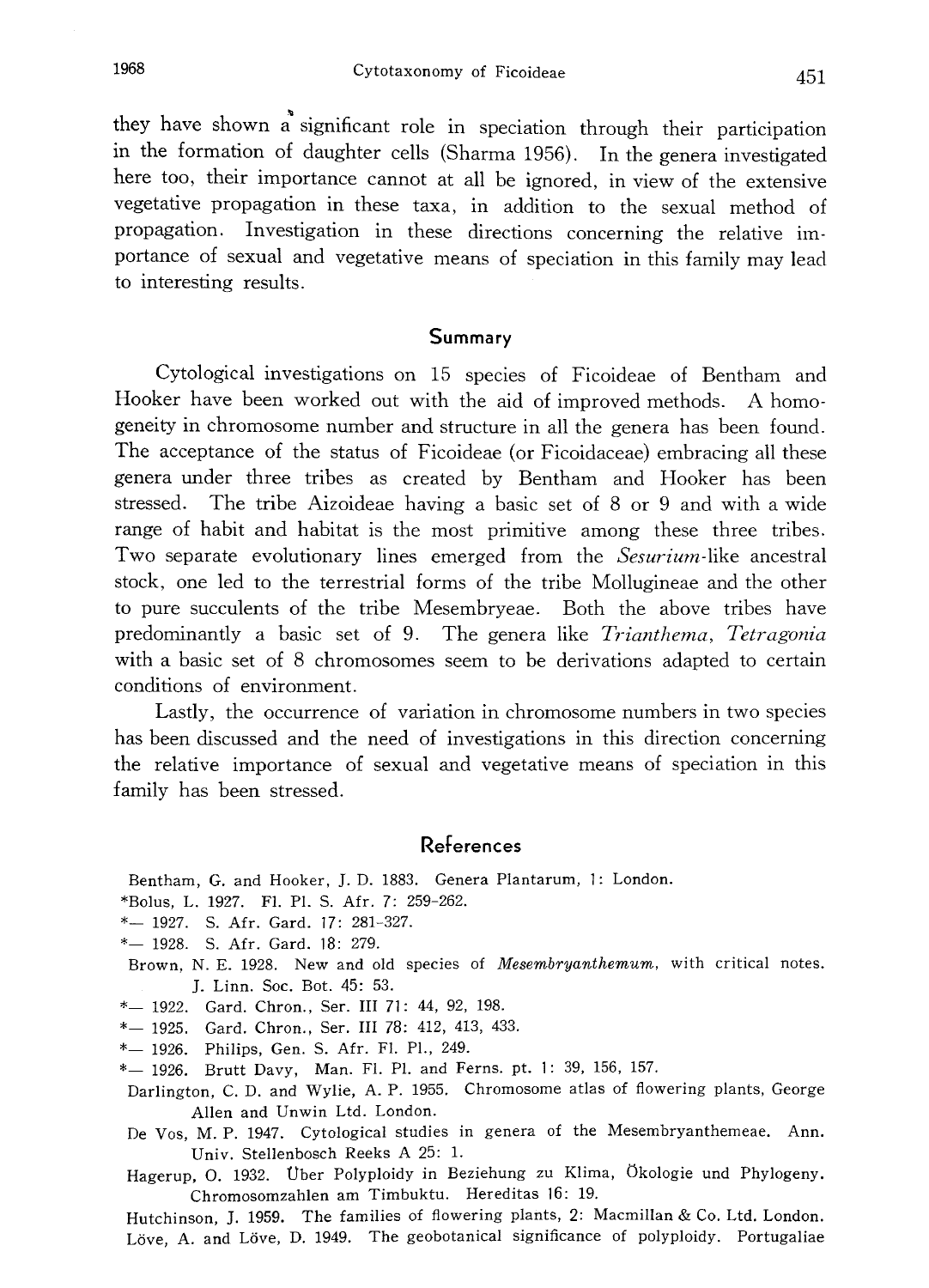they have shown a significant role in speciation through their participation in the formation of daughter cells (Sharma 1956). In the genera investigated here too, their importance cannot at all be ignored, in view of the extensive vegetative propagation in these taxa, in addition to the sexual method of propagation. Investigation in these directions concerning the relative importance of sexual and vegetative means of speciation in this family may lead to interesting results.

## Summary

Cytological investigations on 15 species of Ficoideae of Bentham and Hooker have been worked out with the aid of improved methods. A homogeneity in chromosome number and structure in all the genera has been found. The acceptance of the status of Ficoideae (or Ficoidaceae) embracing all these genera under three tribes as created by Bentham and Hooker has been stressed. The tribe Aizoideae having a basic set of 8 or 9 and with a wide range of habit and habitat is the most primitive among these three tribes. Two separate evolutionary lines emerged from the *Sesurium*-like ancestral stock, one led to the terrestrial forms of the tribe Mollugineae and the other to pure succulents of the tribe Mesembryeae. Both the above tribes have predominantly a basic set of 9. The genera like *Trianthema*, *Tetragonia* with a basic set of 8 chromosomes seem to be derivations adapted to certain conditions of environment.

Lastly, the occurrence of variation in chromosome numbers in two species has been discussed and the need of investigations in this direction concerning the relative importance of sexual and vegetative means of speciation in this family has been stressed.

## References

Bentham, G. and Hooker, J. D. 1883. Genera Plantarum, 1: London.

*Bolus, L. 1927. Fl. Pl. S. Afr. 7: 259–262.

*— 1927. S. Afr. Gard. 17: 281–327.

*— 1928. S. Afr. Gard. 18: 279.

Brown, N. E. 1928. New and old species of *Mesembryanthemum*, with critical notes. J. Linn. Soc. Bot. 45: 53.

*— 1922. Gard. Chron., Ser. III 71: 44, 92, 198.

*— 1925. Gard. Chron., Ser. III 78: 412, 413, 433.

*— 1926. Philips, Gen. S. Afr. Fl. Pl., 249.

*— 1926. Brutt Davy, Man. Fl. Pl. and Ferns. pt. 1: 39, 156, 157.

Darlington, C. D. and Wylie, A. P. 1955. Chromosome atlas of flowering plants, George Allen and Unwin Ltd. London.

De Vos, M. P. 1947. Cytological studies in genera of the Mesembryanthemeae. Ann. Univ. Stellenbosch Reeks A 25: 1.

Hagerup, O. 1932. Über Polyploidy in Beziehung zu Klima, Ökologie und Phylogeny. Chromosomzahlen am Timbuktu. Hereditas 16: 19.

Hutchinson, J. 1959. The families of flowering plants, 2: Macmillan & Co. Ltd. London.

Löve, A. and Löve, D. 1949. The geobotanical significance of polyploidy. Portugaliae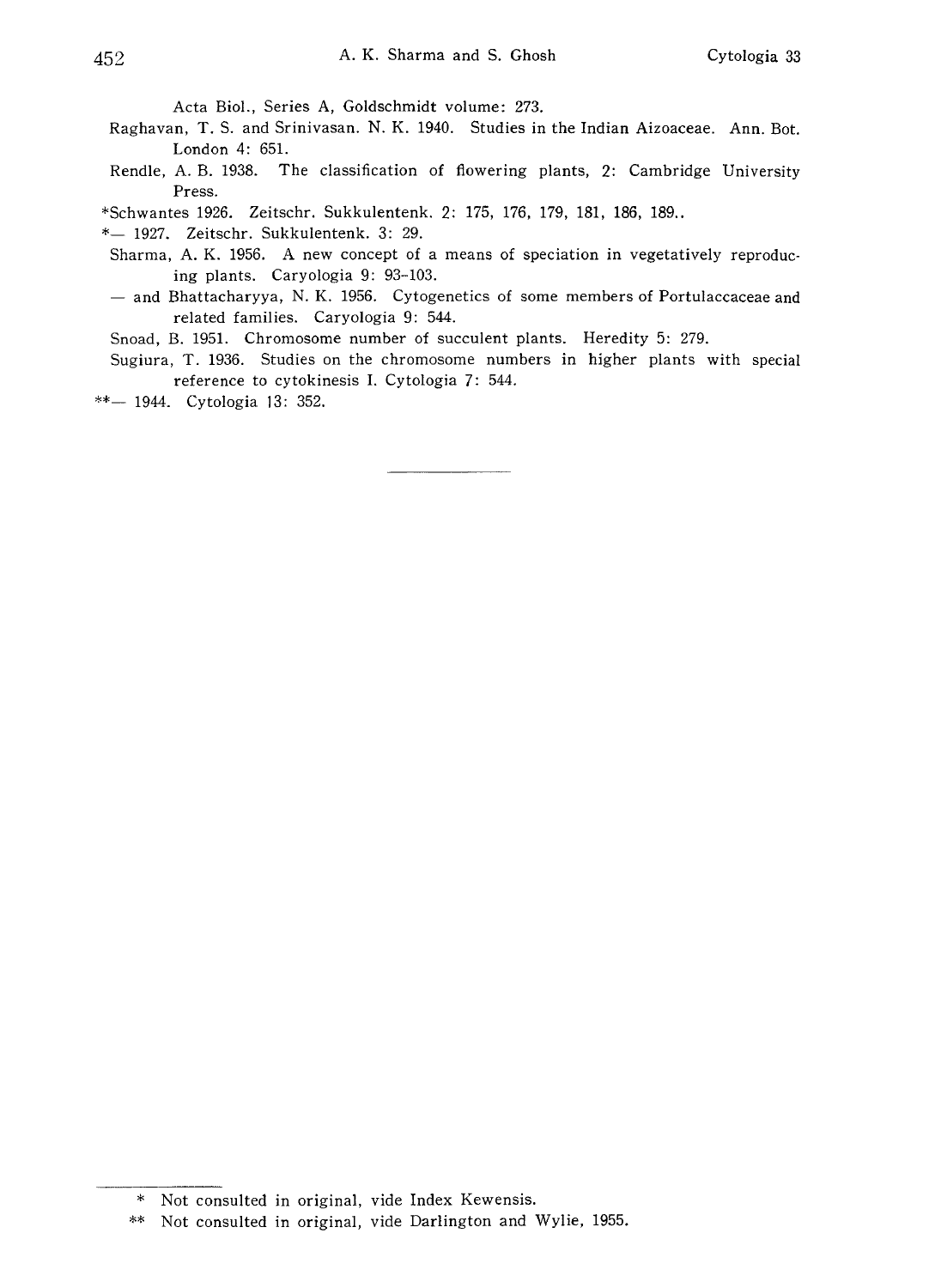Acta Biol., Series A, Goldschmidt volume: 273.

Raghavan, T. S. and Srinivasan. N. K. 1940. Studies in the Indian Aizoaceae. Ann. Bot. London 4: 651.

Rendle, A. B. 1938. The classification of flowering plants, 2: Cambridge University Press.

*Schwantes 1926. Zeitschr. Sukkulentenk. 2: 175, 176, 179, 181, 186, 189..

*— 1927. Zeitschr. Sukkulentenk. 3: 29.

Sharma, A. K. 1956. A new concept of a means of speciation in vegetatively reproducing plants. Caryologia 9: 93-103.

— and Bhattacharyya, N. K. 1956. Cytogenetics of some members of Portulaccaceae and related families. Caryologia 9: 544.

Snoad, B. 1951. Chromosome number of succulent plants. Heredity 5: 279.

Sugiura, T. 1936. Studies on the chromosome numbers in higher plants with special reference to cytokinesis I. Cytologia 7: 544.

**— 1944. Cytologia 13: 352.

---

\* Not consulted in original, vide Index Kewensis.

\** Not consulted in original, vide Darlington and Wylie, 1955.